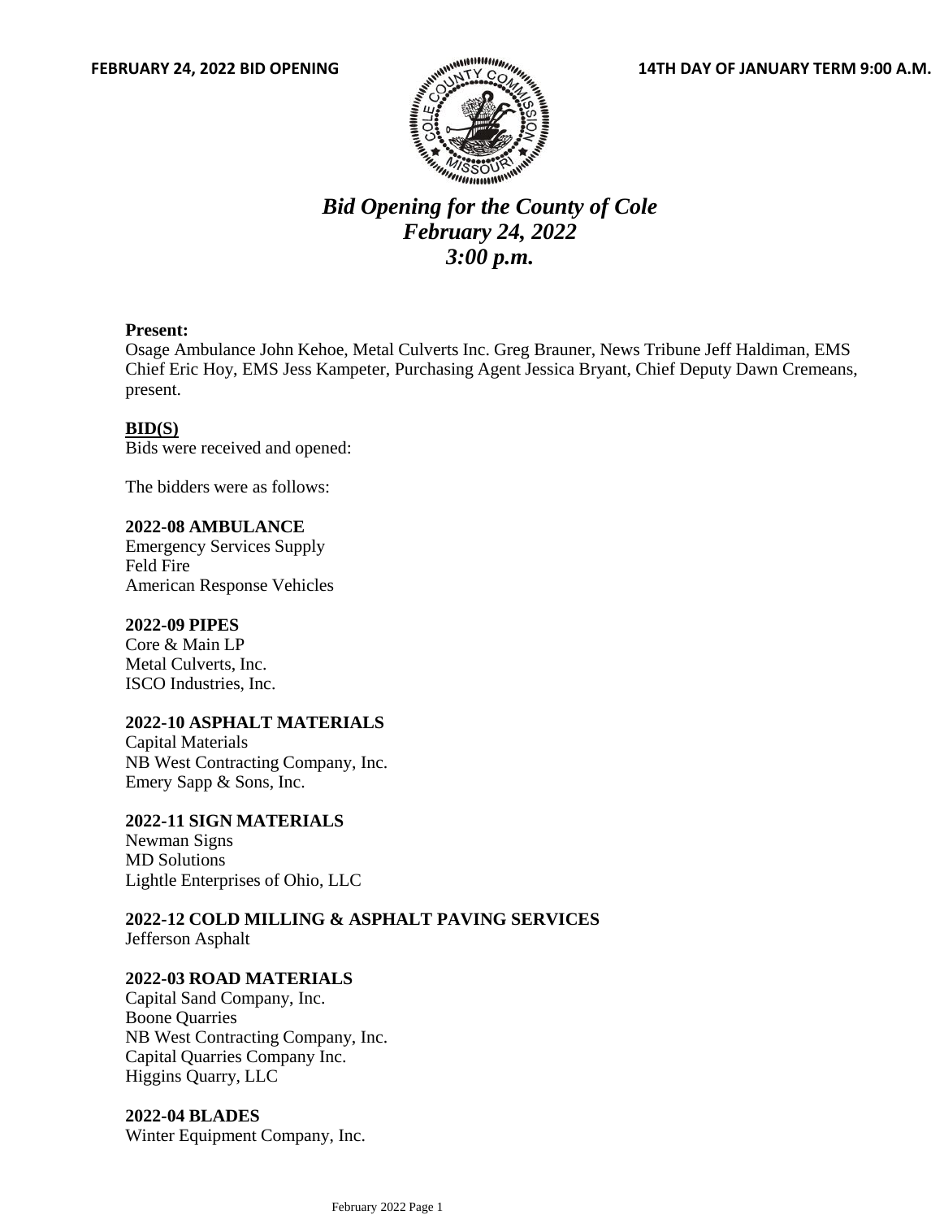# *Bid Opening for the County of Cole*
## *February 24, 2022*
## *3:00 p.m.*

**Present:**
Osage Ambulance John Kehoe, Metal Culverts Inc. Greg Brauner, News Tribune Jeff Haldiman, EMS Chief Eric Hoy, EMS Jess Kampeter, Purchasing Agent Jessica Bryant, Chief Deputy Dawn Cremeans, present.

**BID(S)**
Bids were received and opened:

The bidders were as follows:

**2022-08 AMBULANCE**
Emergency Services Supply
Feld Fire
American Response Vehicles

**2022-09 PIPES**
Core & Main LP
Metal Culverts, Inc.
ISCO Industries, Inc.

**2022-10 ASPHALT MATERIALS**
Capital Materials
NB West Contracting Company, Inc.
Emery Sapp & Sons, Inc.

**2022-11 SIGN MATERIALS**
Newman Signs
MD Solutions
Lightle Enterprises of Ohio, LLC

**2022-12 COLD MILLING & ASPHALT PAVING SERVICES**
Jefferson Asphalt

**2022-03 ROAD MATERIALS**
Capital Sand Company, Inc.
Boone Quarries
NB West Contracting Company, Inc.
Capital Quarries Company Inc.
Higgins Quarry, LLC

**2022-04 BLADES**
Winter Equipment Company, Inc.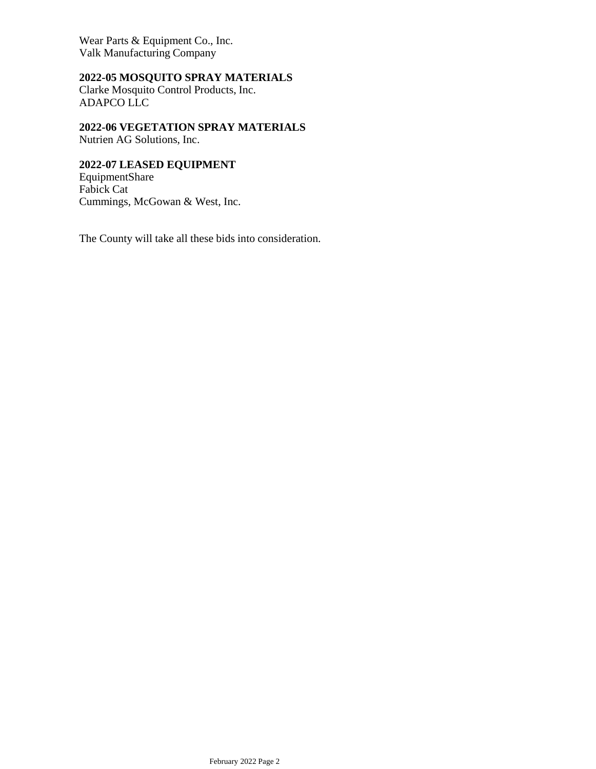Wear Parts & Equipment Co., Inc.
Valk Manufacturing Company

**2022-05 MOSQUITO SPRAY MATERIALS**
Clarke Mosquito Control Products, Inc.
ADAPCO LLC

**2022-06 VEGETATION SPRAY MATERIALS**
Nutrien AG Solutions, Inc.

**2022-07 LEASED EQUIPMENT**
EquipmentShare
Fabick Cat
Cummings, McGowan & West, Inc.

The County will take all these bids into consideration.